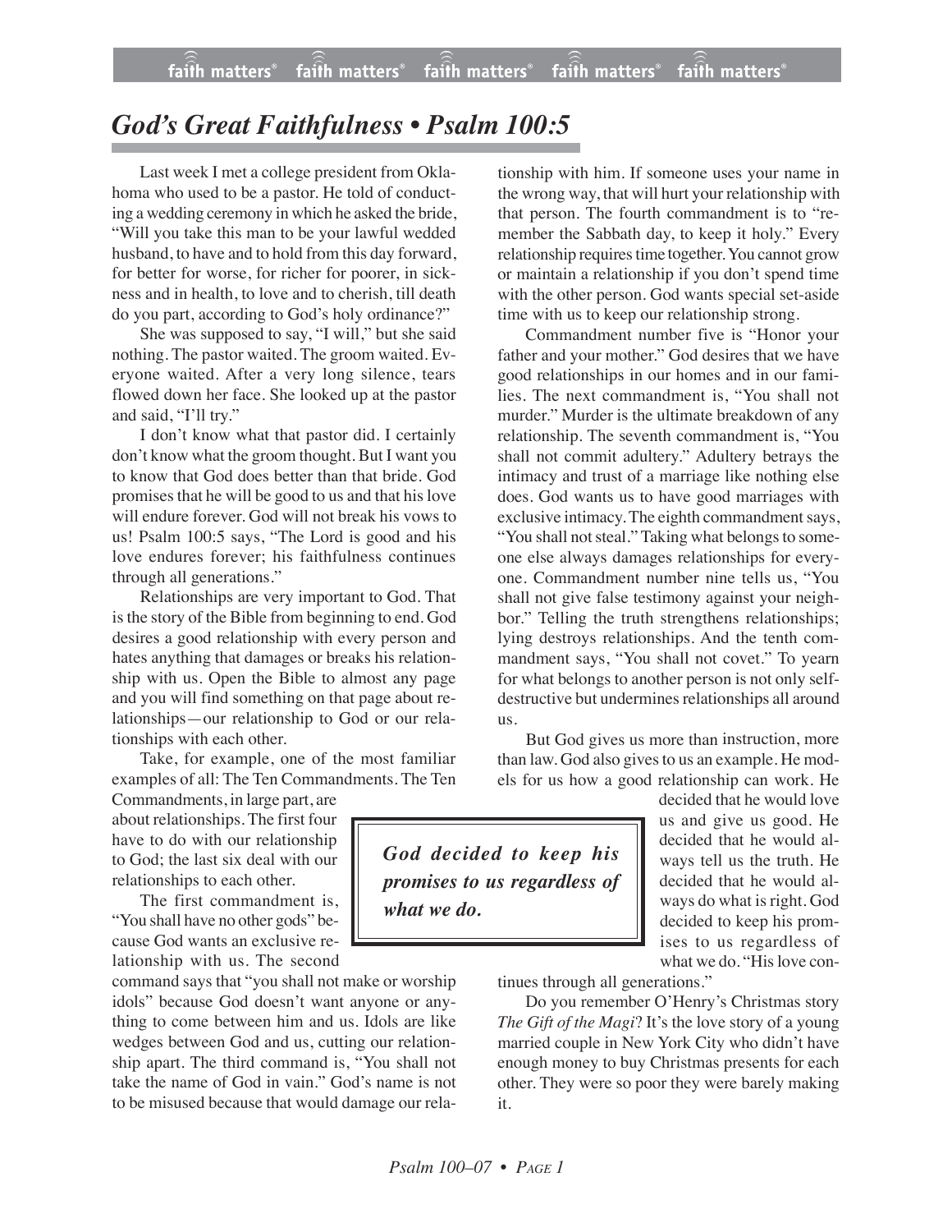# *God's Great Faithfulness • Psalm 100:5*

Last week I met a college president from Oklahoma who used to be a pastor. He told of conducting a wedding ceremony in which he asked the bride, "Will you take this man to be your lawful wedded husband, to have and to hold from this day forward, for better for worse, for richer for poorer, in sickness and in health, to love and to cherish, till death do you part, according to God's holy ordinance?"

She was supposed to say, "I will," but she said nothing. The pastor waited. The groom waited. Everyone waited. After a very long silence, tears flowed down her face. She looked up at the pastor and said, "I'll try."

I don't know what that pastor did. I certainly don't know what the groom thought. But I want you to know that God does better than that bride. God promises that he will be good to us and that his love will endure forever. God will not break his vows to us! Psalm 100:5 says, "The Lord is good and his love endures forever; his faithfulness continues through all generations."

Relationships are very important to God. That is the story of the Bible from beginning to end. God desires a good relationship with every person and hates anything that damages or breaks his relationship with us. Open the Bible to almost any page and you will find something on that page about relationships—our relationship to God or our relationships with each other.

Take, for example, one of the most familiar examples of all: The Ten Commandments. The Ten Commandments, in large part, are about relationships. The first four have to do with our relationship to God; the last six deal with our relationships to each other.

The first commandment is, "You shall have no other gods" because God wants an exclusive relationship with us. The second command says that "you shall not make or worship idols" because God doesn't want anyone or anything to come between him and us. Idols are like wedges between God and us, cutting our relationship apart. The third command is, "You shall not take the name of God in vain." God's name is not to be misused because that would damage our relationship with him. If someone uses your name in the wrong way, that will hurt your relationship with that person. The fourth commandment is to "remember the Sabbath day, to keep it holy." Every relationship requires time together. You cannot grow or maintain a relationship if you don't spend time with the other person. God wants special set-aside time with us to keep our relationship strong.

Commandment number five is "Honor your father and your mother." God desires that we have good relationships in our homes and in our families. The next commandment is, "You shall not murder." Murder is the ultimate breakdown of any relationship. The seventh commandment is, "You shall not commit adultery." Adultery betrays the intimacy and trust of a marriage like nothing else does. God wants us to have good marriages with exclusive intimacy. The eighth commandment says, "You shall not steal." Taking what belongs to someone else always damages relationships for everyone. Commandment number nine tells us, "You shall not give false testimony against your neighbor." Telling the truth strengthens relationships; lying destroys relationships. And the tenth commandment says, "You shall not covet." To yearn for what belongs to another person is not only self-destructive but undermines relationships all around us.

But God gives us more than instruction, more than law. God also gives to us an example. He models for us how a good relationship can work. He decided that he would love us and give us good. He decided that he would always tell us the truth. He decided that he would always do what is right. God decided to keep his promises to us regardless of what we do. "His love continues through all generations."

> ***God decided to keep his promises to us regardless of what we do.***

Do you remember O'Henry's Christmas story *The Gift of the Magi*? It's the love story of a young married couple in New York City who didn't have enough money to buy Christmas presents for each other. They were so poor they were barely making it.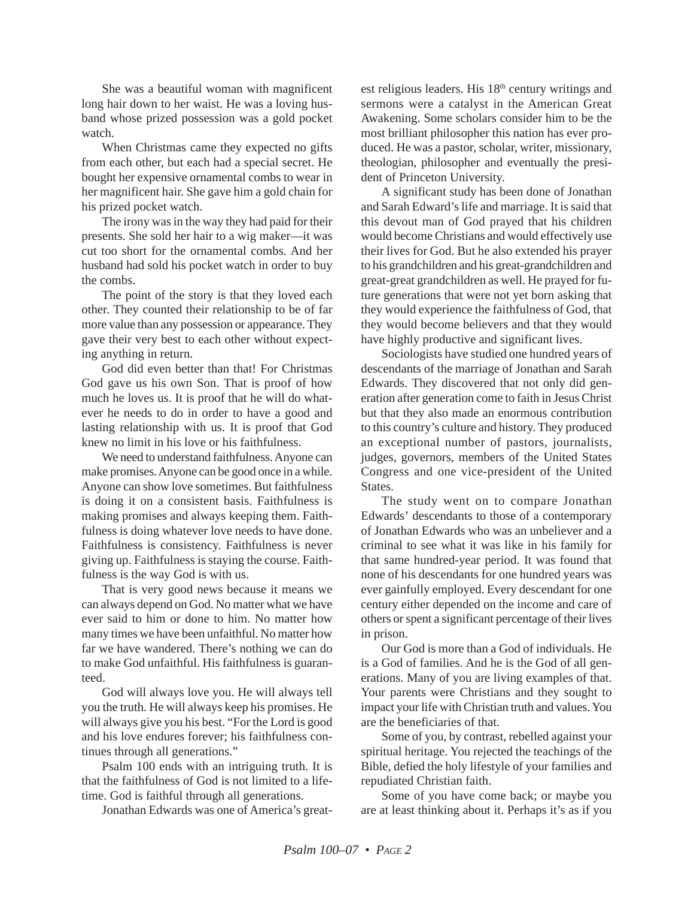She was a beautiful woman with magnificent long hair down to her waist. He was a loving husband whose prized possession was a gold pocket watch.

When Christmas came they expected no gifts from each other, but each had a special secret. He bought her expensive ornamental combs to wear in her magnificent hair. She gave him a gold chain for his prized pocket watch.

The irony was in the way they had paid for their presents. She sold her hair to a wig maker—it was cut too short for the ornamental combs. And her husband had sold his pocket watch in order to buy the combs.

The point of the story is that they loved each other. They counted their relationship to be of far more value than any possession or appearance. They gave their very best to each other without expecting anything in return.

God did even better than that! For Christmas God gave us his own Son. That is proof of how much he loves us. It is proof that he will do whatever he needs to do in order to have a good and lasting relationship with us. It is proof that God knew no limit in his love or his faithfulness.

We need to understand faithfulness. Anyone can make promises. Anyone can be good once in a while. Anyone can show love sometimes. But faithfulness is doing it on a consistent basis. Faithfulness is making promises and always keeping them. Faithfulness is doing whatever love needs to have done. Faithfulness is consistency. Faithfulness is never giving up. Faithfulness is staying the course. Faithfulness is the way God is with us.

That is very good news because it means we can always depend on God. No matter what we have ever said to him or done to him. No matter how many times we have been unfaithful. No matter how far we have wandered. There's nothing we can do to make God unfaithful. His faithfulness is guaranteed.

God will always love you. He will always tell you the truth. He will always keep his promises. He will always give you his best. "For the Lord is good and his love endures forever; his faithfulness continues through all generations."

Psalm 100 ends with an intriguing truth. It is that the faithfulness of God is not limited to a lifetime. God is faithful through all generations.

Jonathan Edwards was one of America's greatest religious leaders. His 18th century writings and sermons were a catalyst in the American Great Awakening. Some scholars consider him to be the most brilliant philosopher this nation has ever produced. He was a pastor, scholar, writer, missionary, theologian, philosopher and eventually the president of Princeton University.

A significant study has been done of Jonathan and Sarah Edward's life and marriage. It is said that this devout man of God prayed that his children would become Christians and would effectively use their lives for God. But he also extended his prayer to his grandchildren and his great-grandchildren and great-great grandchildren as well. He prayed for future generations that were not yet born asking that they would experience the faithfulness of God, that they would become believers and that they would have highly productive and significant lives.

Sociologists have studied one hundred years of descendants of the marriage of Jonathan and Sarah Edwards. They discovered that not only did generation after generation come to faith in Jesus Christ but that they also made an enormous contribution to this country's culture and history. They produced an exceptional number of pastors, journalists, judges, governors, members of the United States Congress and one vice-president of the United States.

The study went on to compare Jonathan Edwards' descendants to those of a contemporary of Jonathan Edwards who was an unbeliever and a criminal to see what it was like in his family for that same hundred-year period. It was found that none of his descendants for one hundred years was ever gainfully employed. Every descendant for one century either depended on the income and care of others or spent a significant percentage of their lives in prison.

Our God is more than a God of individuals. He is a God of families. And he is the God of all generations. Many of you are living examples of that. Your parents were Christians and they sought to impact your life with Christian truth and values. You are the beneficiaries of that.

Some of you, by contrast, rebelled against your spiritual heritage. You rejected the teachings of the Bible, defied the holy lifestyle of your families and repudiated Christian faith.

Some of you have come back; or maybe you are at least thinking about it. Perhaps it's as if you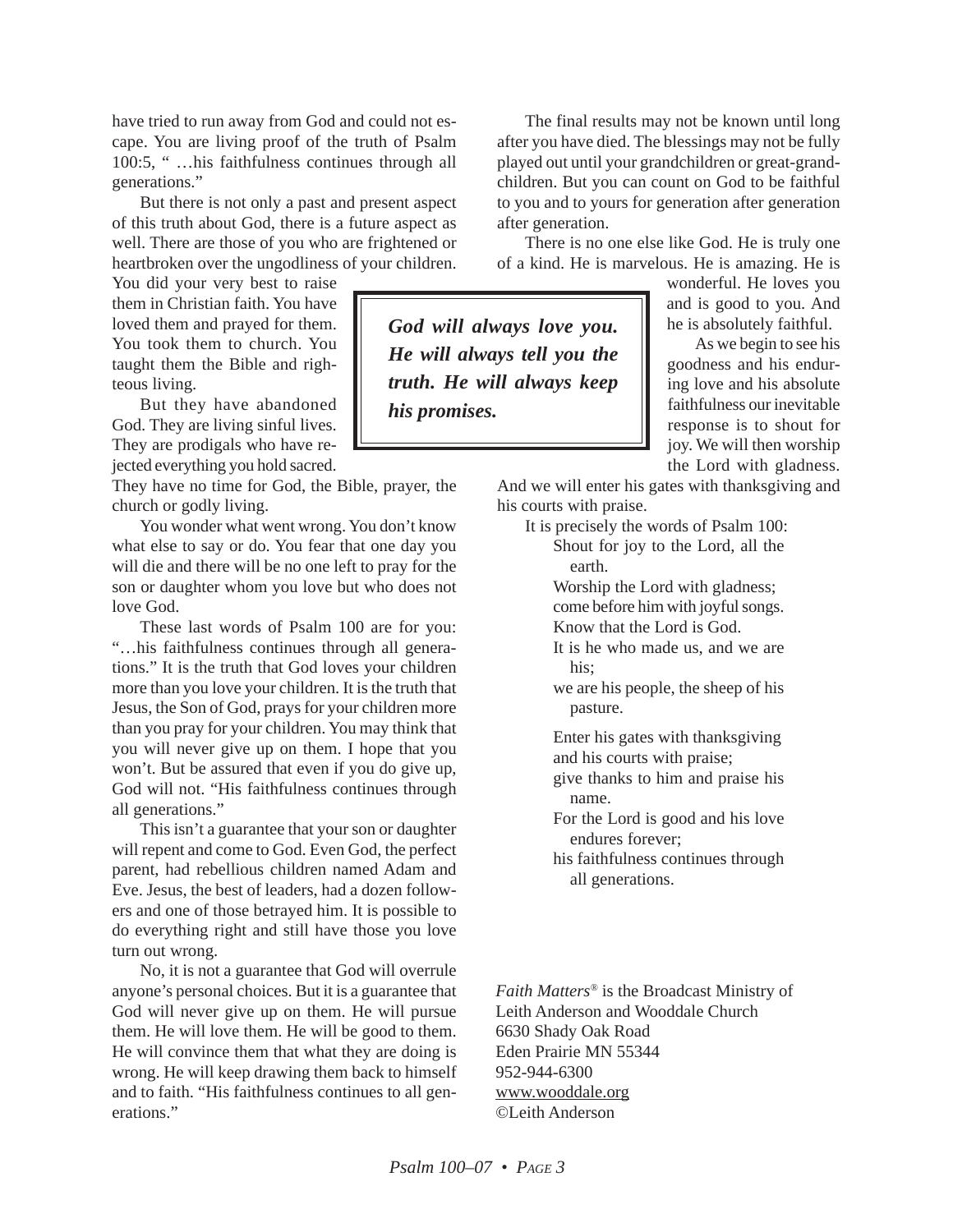have tried to run away from God and could not escape. You are living proof of the truth of Psalm 100:5, " …his faithfulness continues through all generations."

But there is not only a past and present aspect of this truth about God, there is a future aspect as well. There are those of you who are frightened or heartbroken over the ungodliness of your children. You did your very best to raise them in Christian faith. You have loved them and prayed for them. You took them to church. You taught them the Bible and righteous living.

But they have abandoned God. They are living sinful lives. They are prodigals who have rejected everything you hold sacred. They have no time for God, the Bible, prayer, the church or godly living.

You wonder what went wrong. You don't know what else to say or do. You fear that one day you will die and there will be no one left to pray for the son or daughter whom you love but who does not love God.

These last words of Psalm 100 are for you: "…his faithfulness continues through all generations." It is the truth that God loves your children more than you love your children. It is the truth that Jesus, the Son of God, prays for your children more than you pray for your children. You may think that you will never give up on them. I hope that you won't. But be assured that even if you do give up, God will not. "His faithfulness continues through all generations."

This isn't a guarantee that your son or daughter will repent and come to God. Even God, the perfect parent, had rebellious children named Adam and Eve. Jesus, the best of leaders, had a dozen followers and one of those betrayed him. It is possible to do everything right and still have those you love turn out wrong.

No, it is not a guarantee that God will overrule anyone's personal choices. But it is a guarantee that God will never give up on them. He will pursue them. He will love them. He will be good to them. He will convince them that what they are doing is wrong. He will keep drawing them back to himself and to faith. "His faithfulness continues to all generations."

The final results may not be known until long after you have died. The blessings may not be fully played out until your grandchildren or great-grandchildren. But you can count on God to be faithful to you and to yours for generation after generation after generation.

There is no one else like God. He is truly one of a kind. He is marvelous. He is amazing. He is wonderful. He loves you and is good to you. And he is absolutely faithful.

> ***God will always love you. He will always tell you the truth. He will always keep his promises.***

As we begin to see his goodness and his enduring love and his absolute faithfulness our inevitable response is to shout for joy. We will then worship the Lord with gladness. And we will enter his gates with thanksgiving and his courts with praise.

It is precisely the words of Psalm 100:

> Shout for joy to the Lord, all the earth.
> Worship the Lord with gladness;
> come before him with joyful songs.
> Know that the Lord is God.
> It is he who made us, and we are his;
> we are his people, the sheep of his pasture.
>
> Enter his gates with thanksgiving
> and his courts with praise;
> give thanks to him and praise his name.
> For the Lord is good and his love endures forever;
> his faithfulness continues through all generations.

*Faith Matters*® is the Broadcast Ministry of
Leith Anderson and Wooddale Church
6630 Shady Oak Road
Eden Prairie MN 55344
952-944-6300
www.wooddale.org
©Leith Anderson